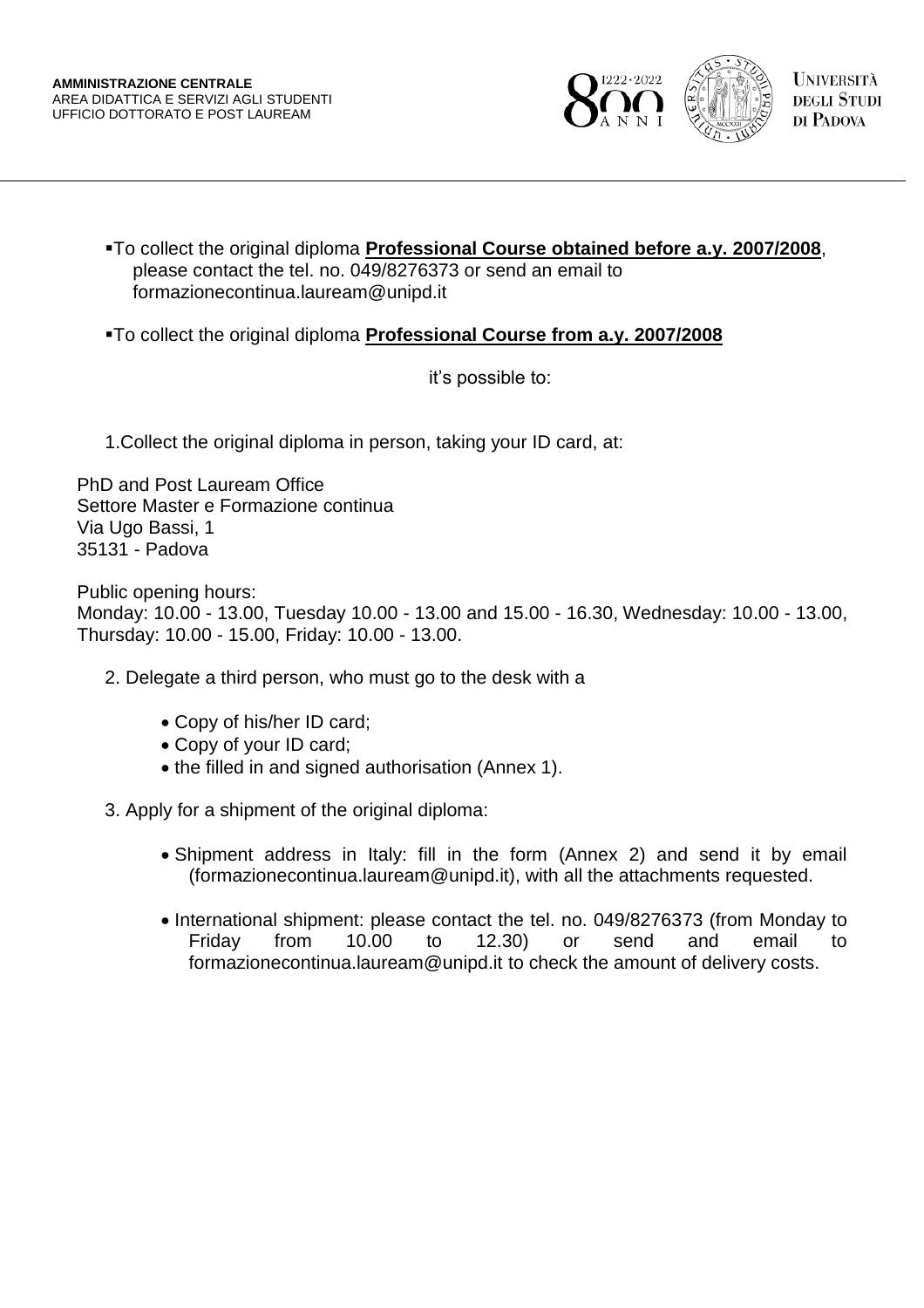**AMMINISTRAZIONE CENTRALE**
AREA DIDATTICA E SERVIZI AGLI STUDENTI
UFFICIO DOTTORATO E POST LAUREAM

UNIVERSITÀ DEGLI STUDI DI PADOVA

- To collect the original diploma **Professional Course obtained before a.y. 2007/2008**, please contact the tel. no. 049/8276373 or send an email to formazionecontinua.lauream@unipd.it

- To collect the original diploma **Professional Course from a.y. 2007/2008**

it's possible to:

1. Collect the original diploma in person, taking your ID card, at:

PhD and Post Lauream Office
Settore Master e Formazione continua
Via Ugo Bassi, 1
35131 - Padova

Public opening hours:
Monday: 10.00 - 13.00, Tuesday 10.00 - 13.00 and 15.00 - 16.30, Wednesday: 10.00 - 13.00, Thursday: 10.00 - 15.00, Friday: 10.00 - 13.00.

2. Delegate a third person, who must go to the desk with a

   - Copy of his/her ID card;
   - Copy of your ID card;
   - the filled in and signed authorisation (Annex 1).

3. Apply for a shipment of the original diploma:

   - Shipment address in Italy: fill in the form (Annex 2) and send it by email (formazionecontinua.lauream@unipd.it), with all the attachments requested.

   - International shipment: please contact the tel. no. 049/8276373 (from Monday to Friday from 10.00 to 12.30) or send and email to formazionecontinua.lauream@unipd.it to check the amount of delivery costs.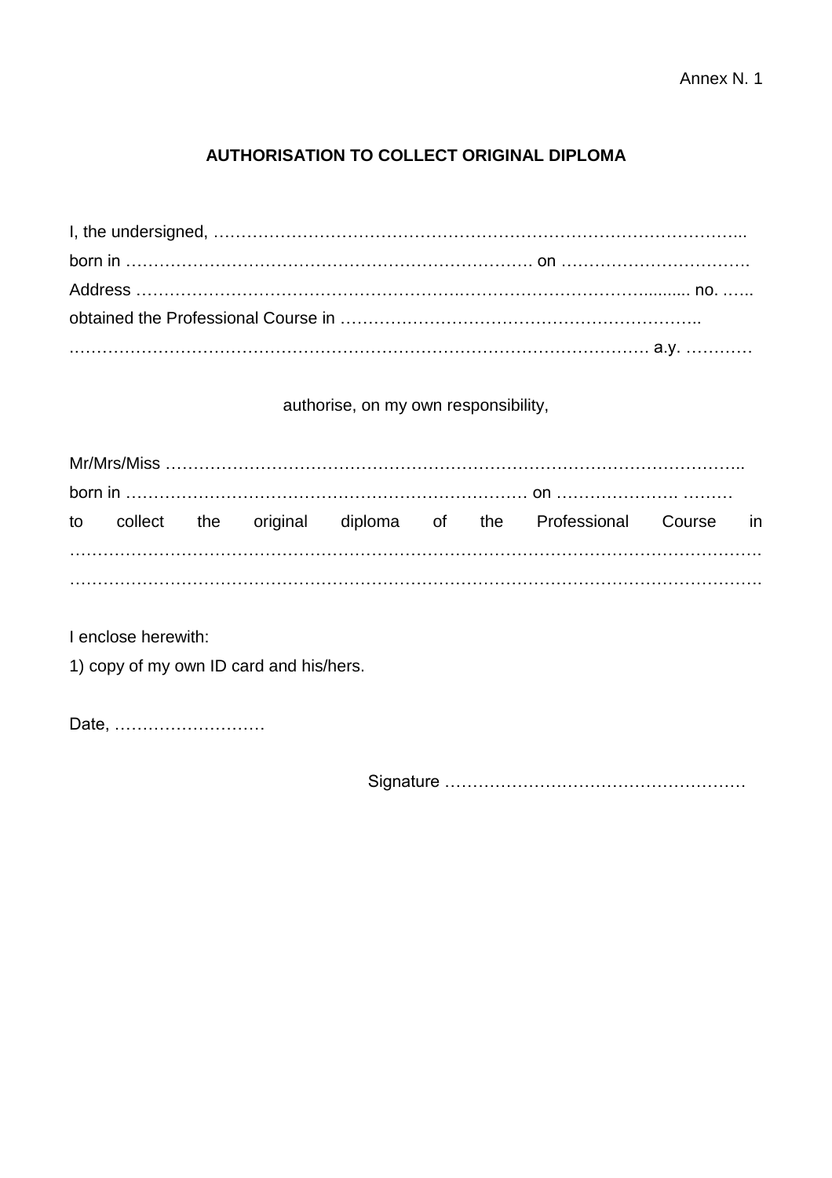Annex N. 1

## AUTHORISATION TO COLLECT ORIGINAL DIPLOMA

I, the undersigned, …………………………………………………………………………………..
born in ………………………………………………………………. on …………………………….
Address ……………………………………………….…………………………………......... no. …...
obtained the Professional Course in ………………………………………………………..
………………………………………………………………………………………… a.y. …………

authorise, on my own responsibility,

Mr/Mrs/Miss …………………………………………………………………………………………..
born in ……………………………………………………………… on …………………. ………
to collect the original diploma of the Professional Course in
…………………………………………………………………………………………………………….
…………………………………………………………………………………………………………….

I enclose herewith:

1) copy of my own ID card and his/hers.

Date, ………………………

Signature ………………………………………………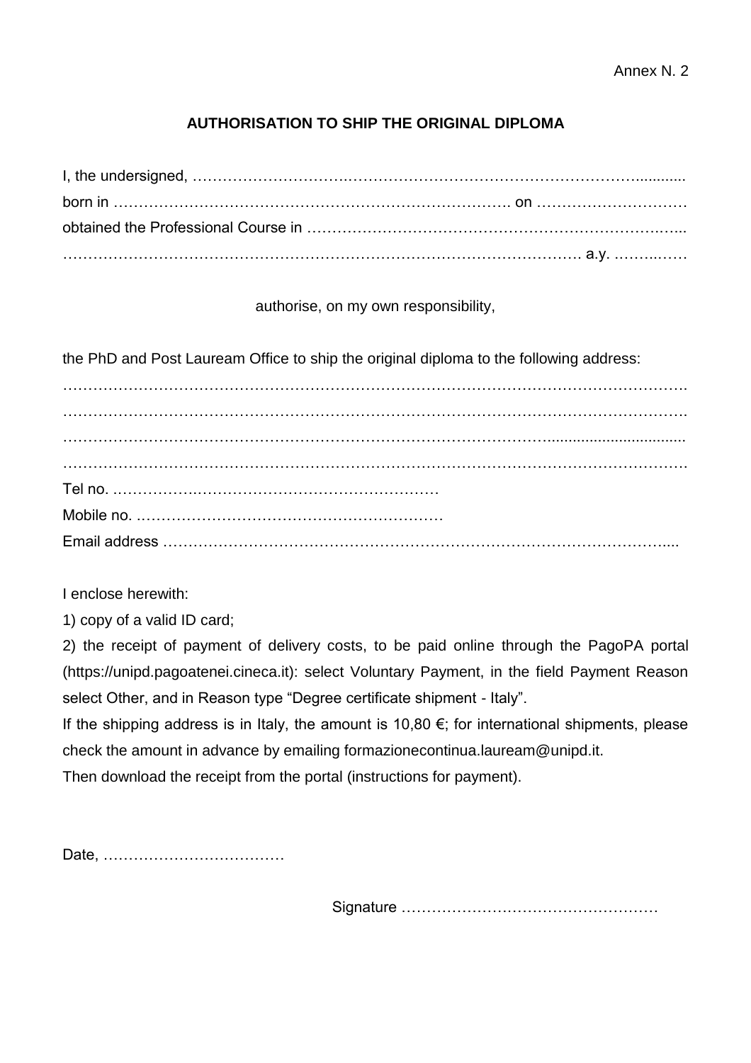Annex N. 2

**AUTHORISATION TO SHIP THE ORIGINAL DIPLOMA**

I, the undersigned, ……………………….…………………………………………………...........
born in ……………………………………………………………………. on …………………………
obtained the Professional Course in ………………………………………………………….…...
……………………………………………………………………………………… a.y. ……...……

authorise, on my own responsibility,

the PhD and Post Lauream Office to ship the original diploma to the following address:
……………………………………………………………………………………………………….
……………………………………………………………………………………………………….
……………………………………………………………………………………….......................
……………………………………………………………………………………………………….
Tel no. …………….………………………………………….
Mobile no. ………………………………………………….
Email address ………………………………………………………………………………….....

I enclose herewith:

1) copy of a valid ID card;

2) the receipt of payment of delivery costs, to be paid online through the PagoPA portal (https://unipd.pagoatenei.cineca.it): select Voluntary Payment, in the field Payment Reason select Other, and in Reason type "Degree certificate shipment - Italy".

If the shipping address is in Italy, the amount is 10,80 €; for international shipments, please check the amount in advance by emailing formazionecontinua.lauream@unipd.it.

Then download the receipt from the portal (instructions for payment).

Date, ………………………………

Signature ……………………………………………